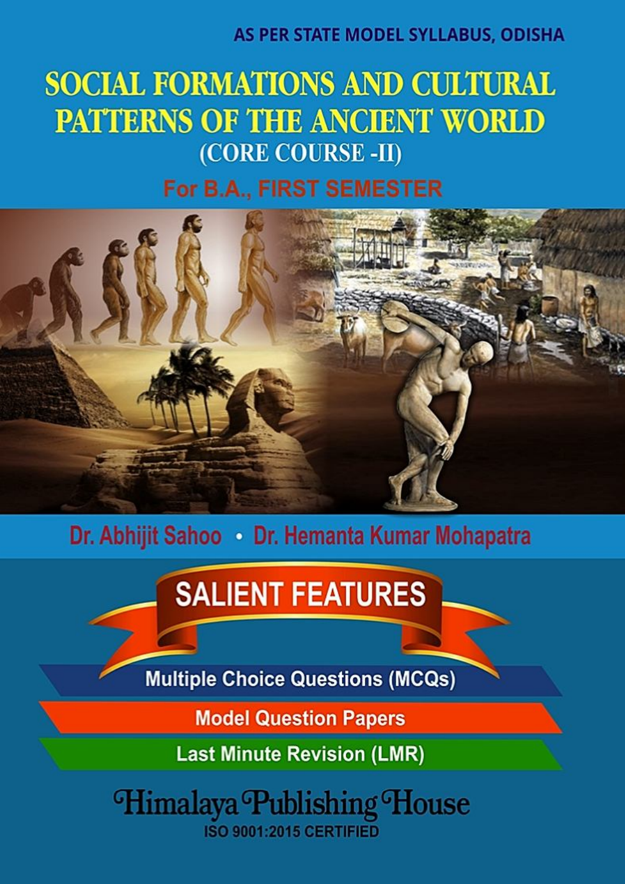AS PER STATE MODEL SYLLABUS, ODISHA

# SOCIAL FORMATIONS AND CULTURAL PATTERNS OF THE ANCIENT WORLD

## (CORE COURSE -II)

### For B.A., FIRST SEMESTER

**Dr. Abhijit Sahoo • Dr. Hemanta Kumar Mohapatra**

## SALIENT FEATURES

- Multiple Choice Questions (MCQs)
- Model Question Papers
- Last Minute Revision (LMR)

**Himalaya Publishing House**

ISO 9001:2015 CERTIFIED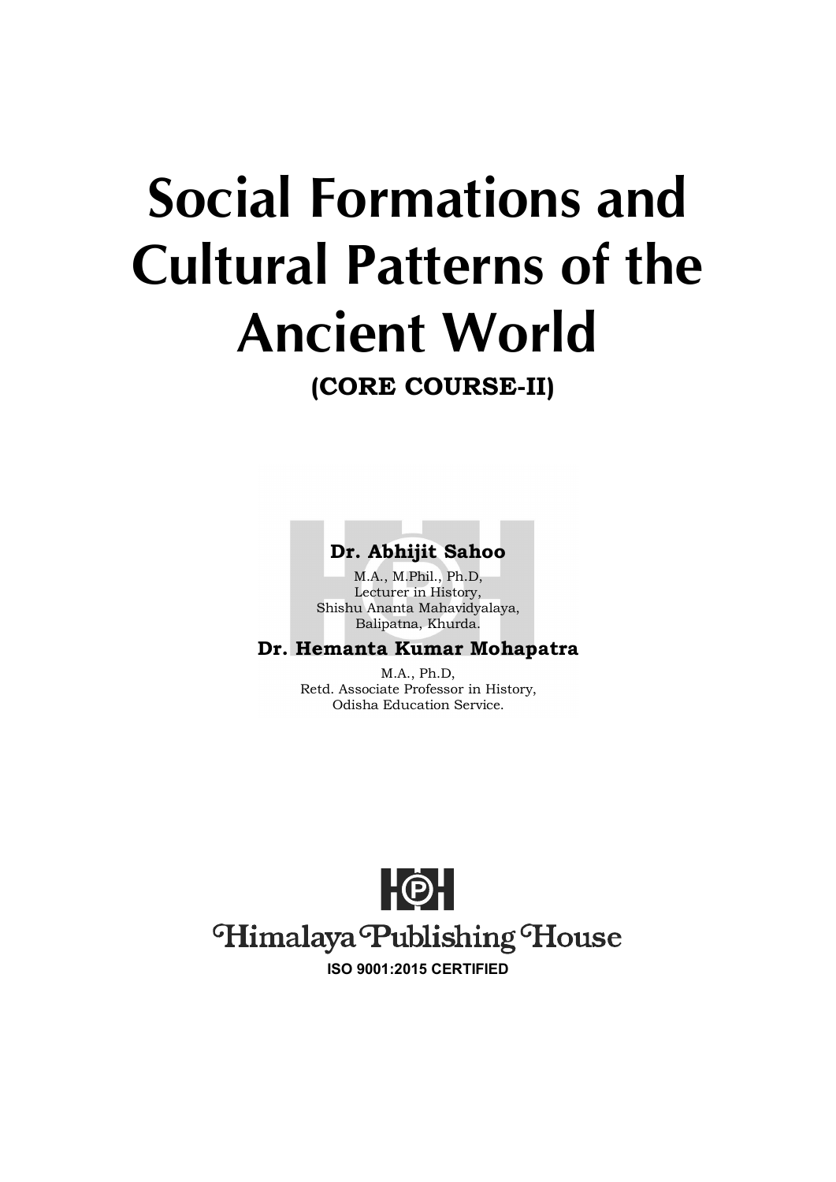# Social Formations and Cultural Patterns of the Ancient World

**(CORE COURSE-II)**

**Dr. Abhijit Sahoo**

M.A., M.Phil., Ph.D,
Lecturer in History,
Shishu Ananta Mahavidyalaya,
Balipatna, Khurda.

**Dr. Hemanta Kumar Mohapatra**

M.A., Ph.D,
Retd. Associate Professor in History,
Odisha Education Service.

Himalaya Publishing House

**ISO 9001:2015 CERTIFIED**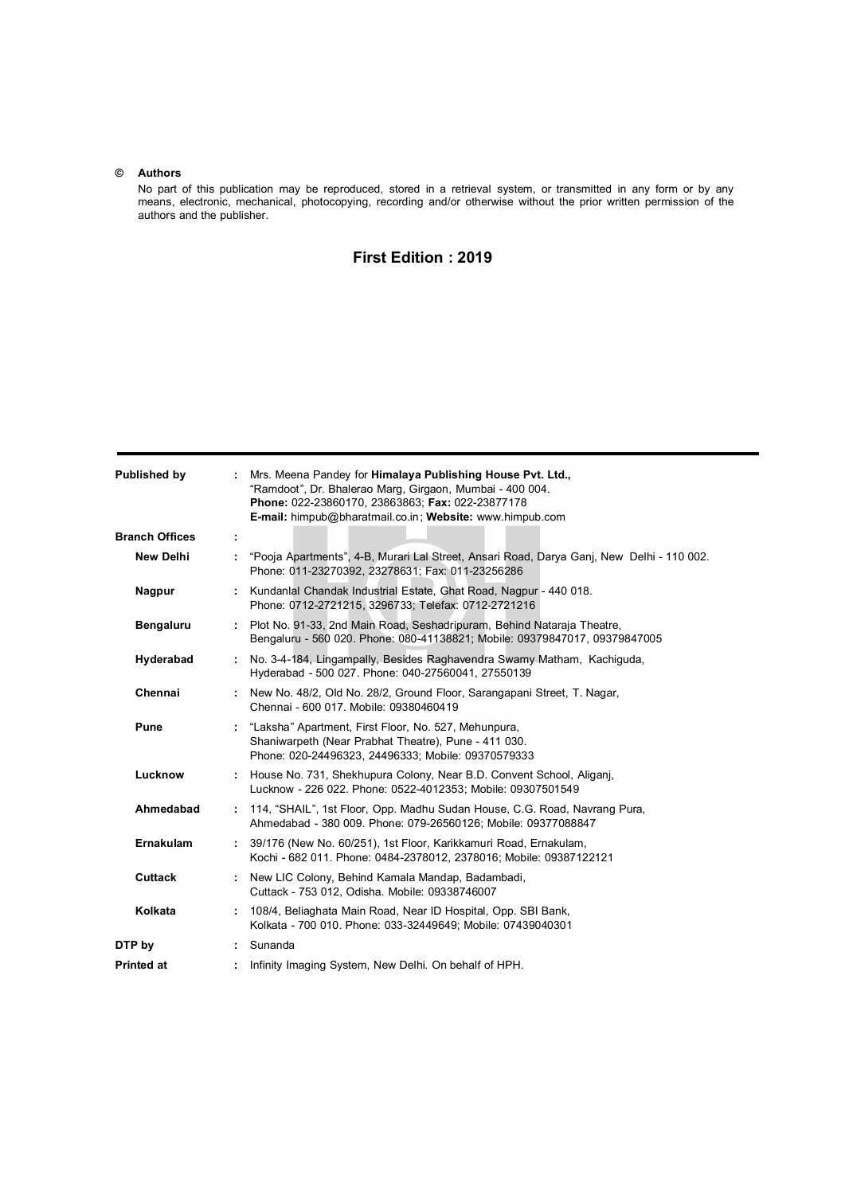© **Authors**

No part of this publication may be reproduced, stored in a retrieval system, or transmitted in any form or by any means, electronic, mechanical, photocopying, recording and/or otherwise without the prior written permission of the authors and the publisher.

**First Edition : 2019**

---

| | | |
|---|---|---|
| **Published by** | : | Mrs. Meena Pandey for **Himalaya Publishing House Pvt. Ltd.,** "Ramdoot", Dr. Bhalerao Marg, Girgaon, Mumbai - 400 004. **Phone:** 022-23860170, 23863863; **Fax:** 022-23877178 **E-mail:** himpub@bharatmail.co.in; **Website:** www.himpub.com |
| **Branch Offices** | : | |
| **New Delhi** | : | "Pooja Apartments", 4-B, Murari Lal Street, Ansari Road, Darya Ganj, New Delhi - 110 002. Phone: 011-23270392, 23278631; Fax: 011-23256286 |
| **Nagpur** | : | Kundanlal Chandak Industrial Estate, Ghat Road, Nagpur - 440 018. Phone: 0712-2721215, 3296733; Telefax: 0712-2721216 |
| **Bengaluru** | : | Plot No. 91-33, 2nd Main Road, Seshadripuram, Behind Nataraja Theatre, Bengaluru - 560 020. Phone: 080-41138821; Mobile: 09379847017, 09379847005 |
| **Hyderabad** | : | No. 3-4-184, Lingampally, Besides Raghavendra Swamy Matham, Kachiguda, Hyderabad - 500 027. Phone: 040-27560041, 27550139 |
| **Chennai** | : | New No. 48/2, Old No. 28/2, Ground Floor, Sarangapani Street, T. Nagar, Chennai - 600 017. Mobile: 09380460419 |
| **Pune** | : | "Laksha" Apartment, First Floor, No. 527, Mehunpura, Shaniwarpeth (Near Prabhat Theatre), Pune - 411 030. Phone: 020-24496323, 24496333; Mobile: 09370579333 |
| **Lucknow** | : | House No. 731, Shekhupura Colony, Near B.D. Convent School, Aliganj, Lucknow - 226 022. Phone: 0522-4012353; Mobile: 09307501549 |
| **Ahmedabad** | : | 114, "SHAIL", 1st Floor, Opp. Madhu Sudan House, C.G. Road, Navrang Pura, Ahmedabad - 380 009. Phone: 079-26560126; Mobile: 09377088847 |
| **Ernakulam** | : | 39/176 (New No. 60/251), 1st Floor, Karikkamuri Road, Ernakulam, Kochi - 682 011. Phone: 0484-2378012, 2378016; Mobile: 09387122121 |
| **Cuttack** | : | New LIC Colony, Behind Kamala Mandap, Badambadi, Cuttack - 753 012, Odisha. Mobile: 09338746007 |
| **Kolkata** | : | 108/4, Beliaghata Main Road, Near ID Hospital, Opp. SBI Bank, Kolkata - 700 010. Phone: 033-32449649; Mobile: 07439040301 |
| **DTP by** | : | Sunanda |
| **Printed at** | : | Infinity Imaging System, New Delhi. On behalf of HPH. |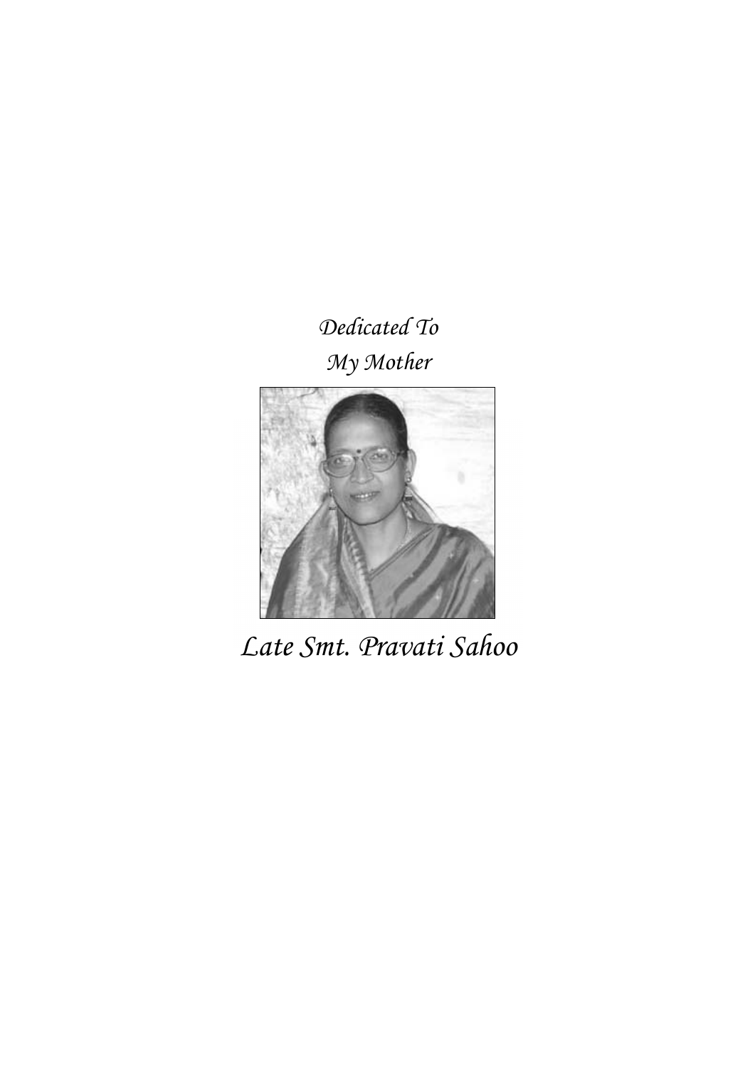*Dedicated To*

*My Mother*

*Late Smt. Pravati Sahoo*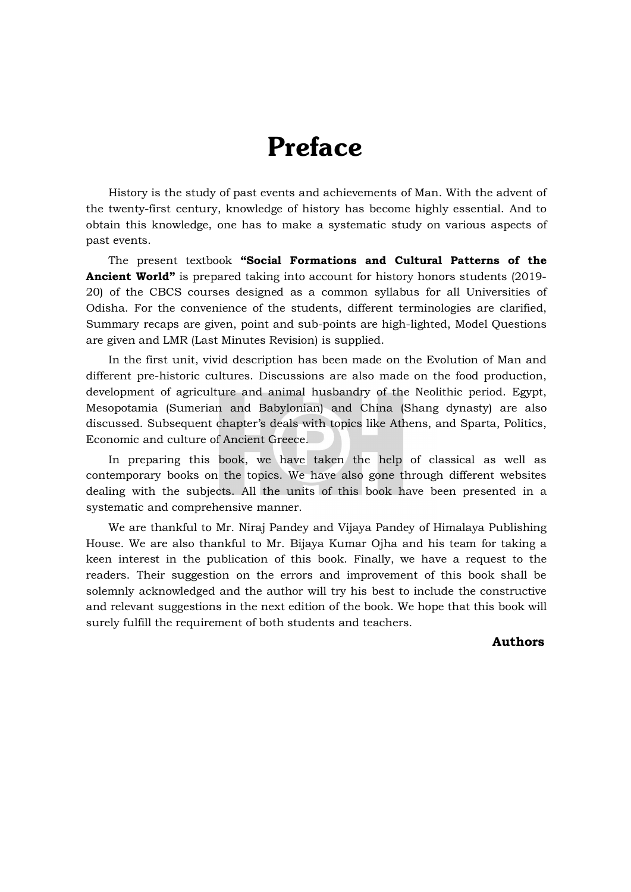# Preface

History is the study of past events and achievements of Man. With the advent of the twenty-first century, knowledge of history has become highly essential. And to obtain this knowledge, one has to make a systematic study on various aspects of past events.

The present textbook **"Social Formations and Cultural Patterns of the Ancient World"** is prepared taking into account for history honors students (2019-20) of the CBCS courses designed as a common syllabus for all Universities of Odisha. For the convenience of the students, different terminologies are clarified, Summary recaps are given, point and sub-points are high-lighted, Model Questions are given and LMR (Last Minutes Revision) is supplied.

In the first unit, vivid description has been made on the Evolution of Man and different pre-historic cultures. Discussions are also made on the food production, development of agriculture and animal husbandry of the Neolithic period. Egypt, Mesopotamia (Sumerian and Babylonian) and China (Shang dynasty) are also discussed. Subsequent chapter's deals with topics like Athens, and Sparta, Politics, Economic and culture of Ancient Greece.

In preparing this book, we have taken the help of classical as well as contemporary books on the topics. We have also gone through different websites dealing with the subjects. All the units of this book have been presented in a systematic and comprehensive manner.

We are thankful to Mr. Niraj Pandey and Vijaya Pandey of Himalaya Publishing House. We are also thankful to Mr. Bijaya Kumar Ojha and his team for taking a keen interest in the publication of this book. Finally, we have a request to the readers. Their suggestion on the errors and improvement of this book shall be solemnly acknowledged and the author will try his best to include the constructive and relevant suggestions in the next edition of the book. We hope that this book will surely fulfill the requirement of both students and teachers.

**Authors**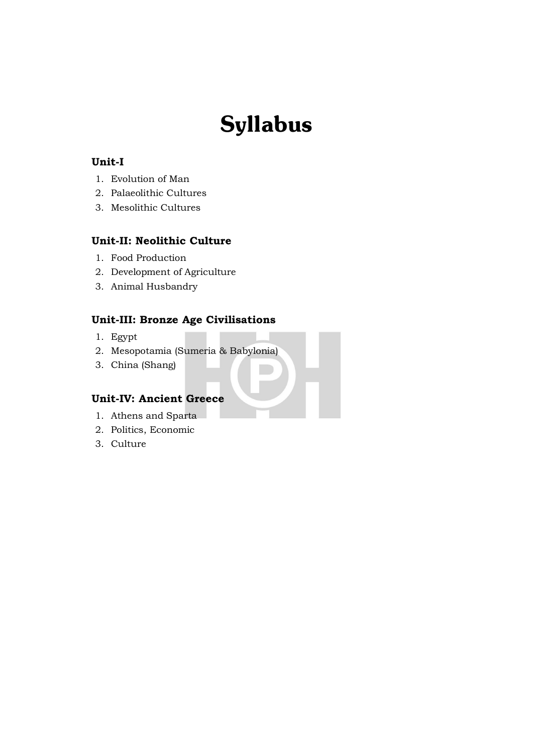# Syllabus

### Unit-I

1. Evolution of Man
2. Palaeolithic Cultures
3. Mesolithic Cultures

### Unit-II: Neolithic Culture

1. Food Production
2. Development of Agriculture
3. Animal Husbandry

### Unit-III: Bronze Age Civilisations

1. Egypt
2. Mesopotamia (Sumeria & Babylonia)
3. China (Shang)

### Unit-IV: Ancient Greece

1. Athens and Sparta
2. Politics, Economic
3. Culture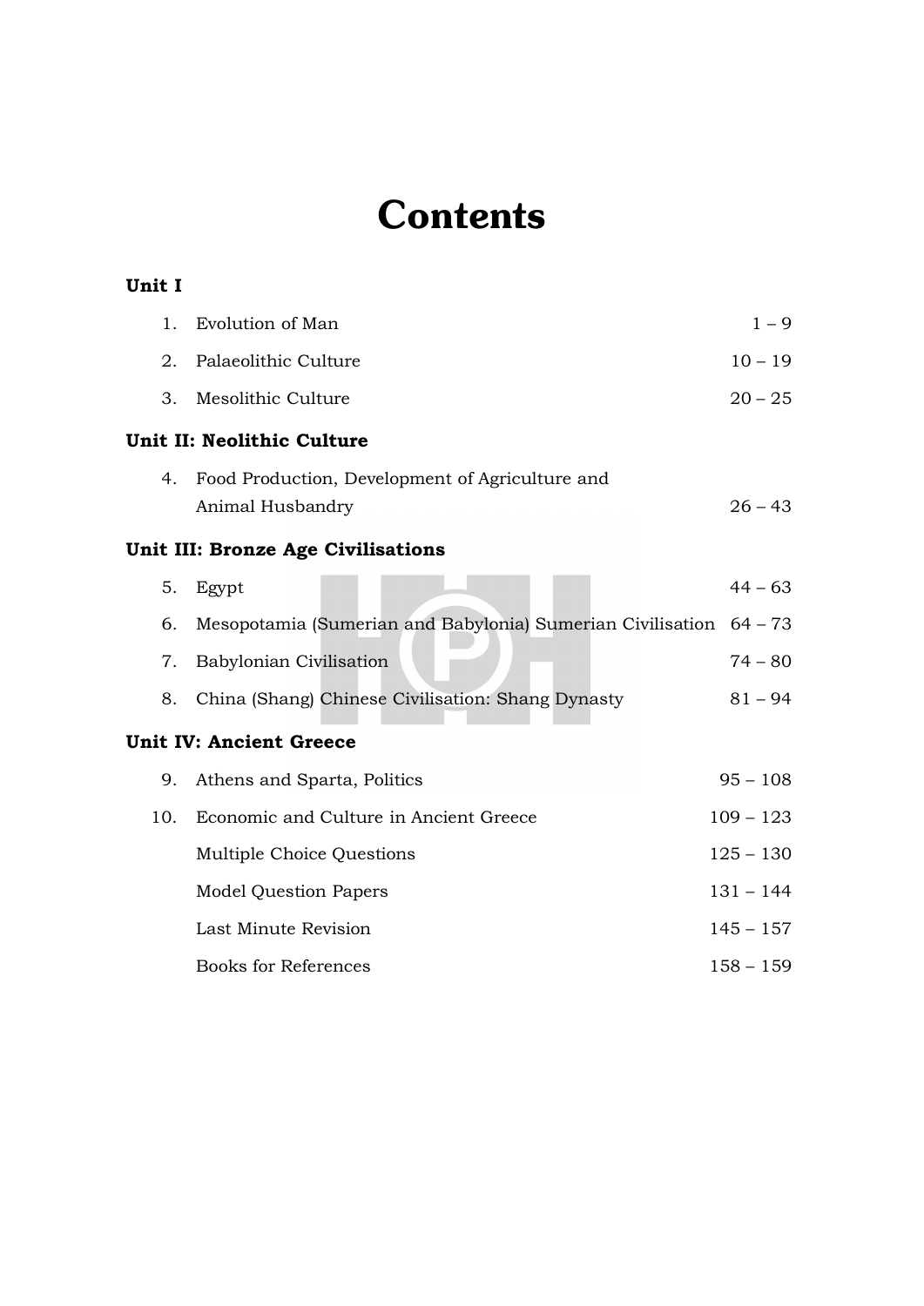# Contents

**Unit I**

| | | |
|---|---|---|
| 1. | Evolution of Man | 1 – 9 |
| 2. | Palaeolithic Culture | 10 – 19 |
| 3. | Mesolithic Culture | 20 – 25 |

**Unit II: Neolithic Culture**

| | | |
|---|---|---|
| 4. | Food Production, Development of Agriculture and Animal Husbandry | 26 – 43 |

**Unit III: Bronze Age Civilisations**

| | | |
|---|---|---|
| 5. | Egypt | 44 – 63 |
| 6. | Mesopotamia (Sumerian and Babylonia) Sumerian Civilisation | 64 – 73 |
| 7. | Babylonian Civilisation | 74 – 80 |
| 8. | China (Shang) Chinese Civilisation: Shang Dynasty | 81 – 94 |

**Unit IV: Ancient Greece**

| | | |
|---|---|---|
| 9. | Athens and Sparta, Politics | 95 – 108 |
| 10. | Economic and Culture in Ancient Greece | 109 – 123 |
| | Multiple Choice Questions | 125 – 130 |
| | Model Question Papers | 131 – 144 |
| | Last Minute Revision | 145 – 157 |
| | Books for References | 158 – 159 |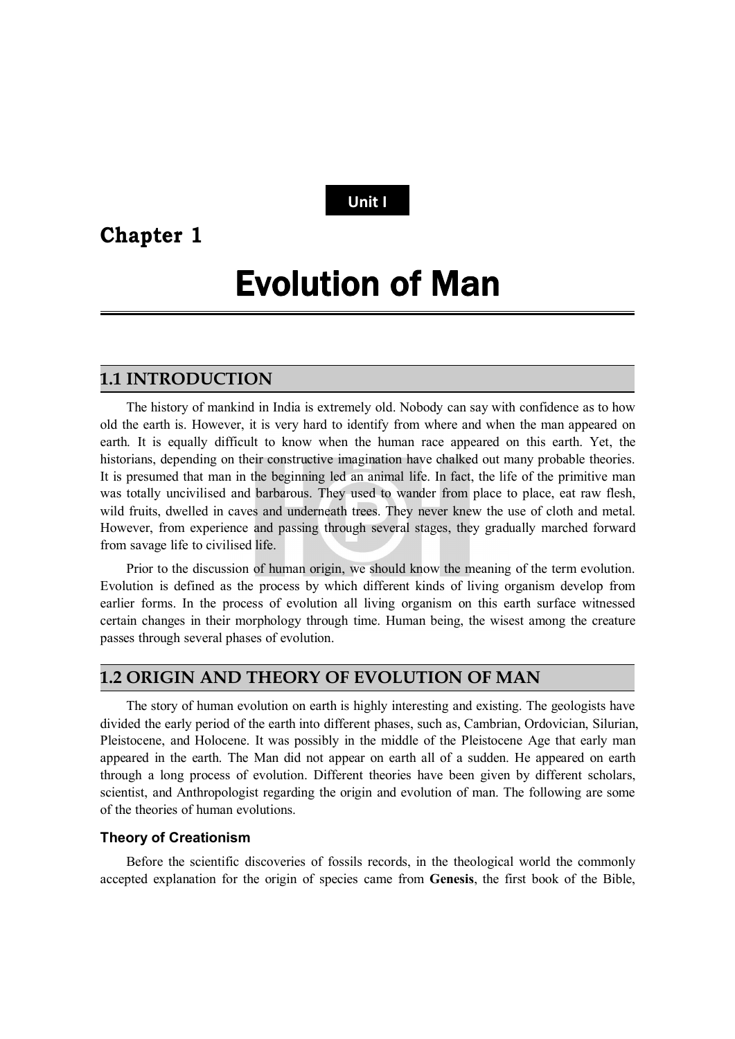Unit I

# Chapter 1

# Evolution of Man

## 1.1 INTRODUCTION

The history of mankind in India is extremely old. Nobody can say with confidence as to how old the earth is. However, it is very hard to identify from where and when the man appeared on earth. It is equally difficult to know when the human race appeared on this earth. Yet, the historians, depending on their constructive imagination have chalked out many probable theories. It is presumed that man in the beginning led an animal life. In fact, the life of the primitive man was totally uncivilised and barbarous. They used to wander from place to place, eat raw flesh, wild fruits, dwelled in caves and underneath trees. They never knew the use of cloth and metal. However, from experience and passing through several stages, they gradually marched forward from savage life to civilised life.

Prior to the discussion of human origin, we should know the meaning of the term evolution. Evolution is defined as the process by which different kinds of living organism develop from earlier forms. In the process of evolution all living organism on this earth surface witnessed certain changes in their morphology through time. Human being, the wisest among the creature passes through several phases of evolution.

## 1.2 ORIGIN AND THEORY OF EVOLUTION OF MAN

The story of human evolution on earth is highly interesting and existing. The geologists have divided the early period of the earth into different phases, such as, Cambrian, Ordovician, Silurian, Pleistocene, and Holocene. It was possibly in the middle of the Pleistocene Age that early man appeared in the earth. The Man did not appear on earth all of a sudden. He appeared on earth through a long process of evolution. Different theories have been given by different scholars, scientist, and Anthropologist regarding the origin and evolution of man. The following are some of the theories of human evolutions.

### Theory of Creationism

Before the scientific discoveries of fossils records, in the theological world the commonly accepted explanation for the origin of species came from **Genesis**, the first book of the Bible,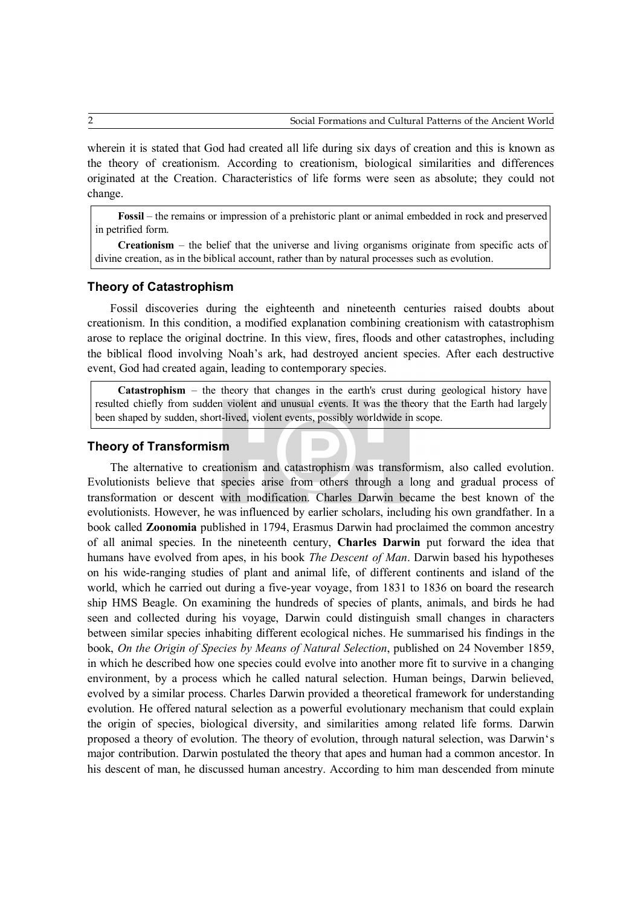wherein it is stated that God had created all life during six days of creation and this is known as the theory of creationism. According to creationism, biological similarities and differences originated at the Creation. Characteristics of life forms were seen as absolute; they could not change.

> **Fossil** – the remains or impression of a prehistoric plant or animal embedded in rock and preserved in petrified form.
>
> **Creationism** – the belief that the universe and living organisms originate from specific acts of divine creation, as in the biblical account, rather than by natural processes such as evolution.

### Theory of Catastrophism

Fossil discoveries during the eighteenth and nineteenth centuries raised doubts about creationism. In this condition, a modified explanation combining creationism with catastrophism arose to replace the original doctrine. In this view, fires, floods and other catastrophes, including the biblical flood involving Noah's ark, had destroyed ancient species. After each destructive event, God had created again, leading to contemporary species.

> **Catastrophism** – the theory that changes in the earth's crust during geological history have resulted chiefly from sudden violent and unusual events. It was the theory that the Earth had largely been shaped by sudden, short-lived, violent events, possibly worldwide in scope.

### Theory of Transformism

The alternative to creationism and catastrophism was transformism, also called evolution. Evolutionists believe that species arise from others through a long and gradual process of transformation or descent with modification. Charles Darwin became the best known of the evolutionists. However, he was influenced by earlier scholars, including his own grandfather. In a book called **Zoonomia** published in 1794, Erasmus Darwin had proclaimed the common ancestry of all animal species. In the nineteenth century, **Charles Darwin** put forward the idea that humans have evolved from apes, in his book *The Descent of Man*. Darwin based his hypotheses on his wide-ranging studies of plant and animal life, of different continents and island of the world, which he carried out during a five-year voyage, from 1831 to 1836 on board the research ship HMS Beagle. On examining the hundreds of species of plants, animals, and birds he had seen and collected during his voyage, Darwin could distinguish small changes in characters between similar species inhabiting different ecological niches. He summarised his findings in the book, *On the Origin of Species by Means of Natural Selection*, published on 24 November 1859, in which he described how one species could evolve into another more fit to survive in a changing environment, by a process which he called natural selection. Human beings, Darwin believed, evolved by a similar process. Charles Darwin provided a theoretical framework for understanding evolution. He offered natural selection as a powerful evolutionary mechanism that could explain the origin of species, biological diversity, and similarities among related life forms. Darwin proposed a theory of evolution. The theory of evolution, through natural selection, was Darwin's major contribution. Darwin postulated the theory that apes and human had a common ancestor. In his descent of man, he discussed human ancestry. According to him man descended from minute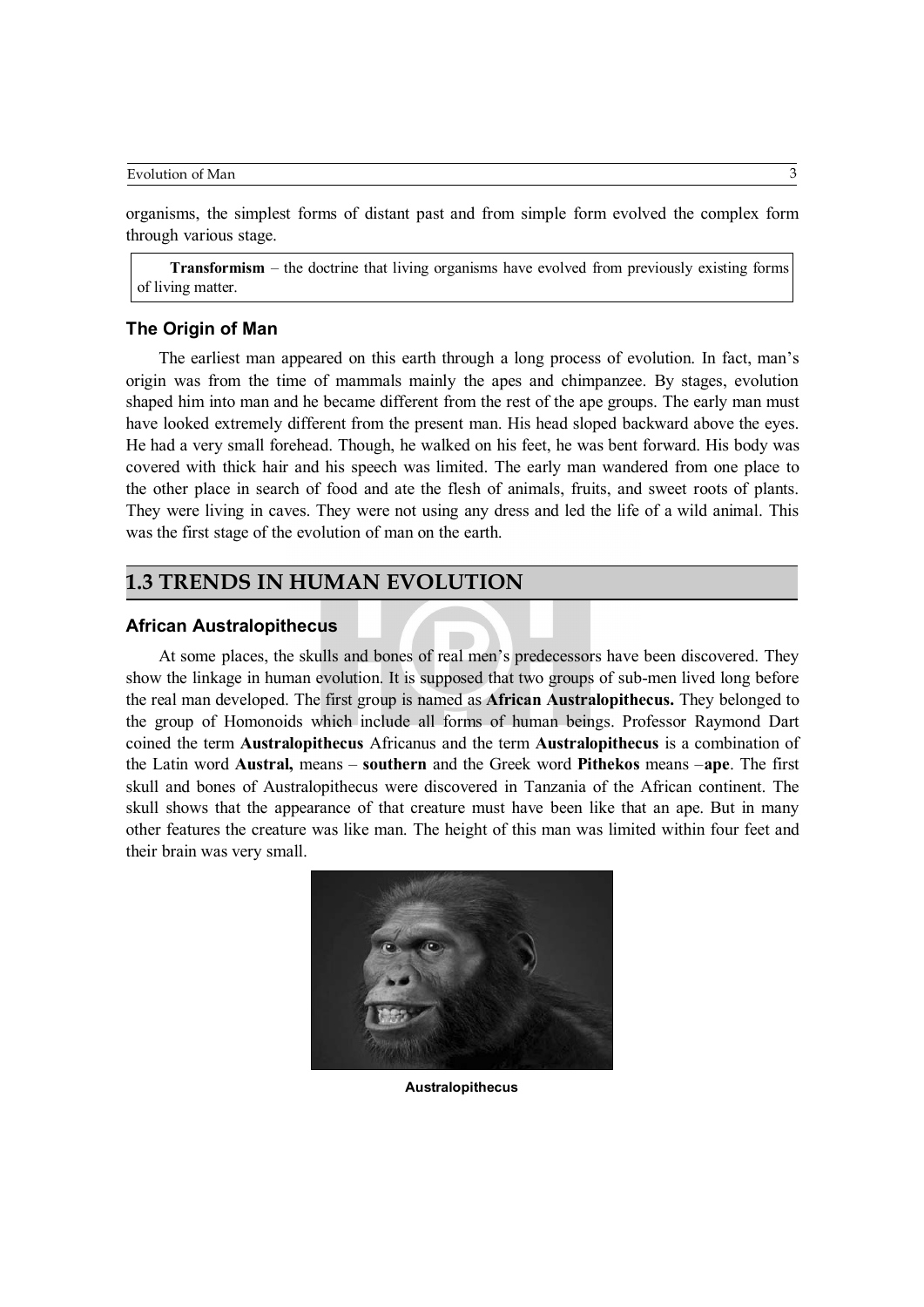organisms, the simplest forms of distant past and from simple form evolved the complex form through various stage.

> **Transformism** – the doctrine that living organisms have evolved from previously existing forms of living matter.

### The Origin of Man

The earliest man appeared on this earth through a long process of evolution. In fact, man's origin was from the time of mammals mainly the apes and chimpanzee. By stages, evolution shaped him into man and he became different from the rest of the ape groups. The early man must have looked extremely different from the present man. His head sloped backward above the eyes. He had a very small forehead. Though, he walked on his feet, he was bent forward. His body was covered with thick hair and his speech was limited. The early man wandered from one place to the other place in search of food and ate the flesh of animals, fruits, and sweet roots of plants. They were living in caves. They were not using any dress and led the life of a wild animal. This was the first stage of the evolution of man on the earth.

## 1.3 TRENDS IN HUMAN EVOLUTION

### African Australopithecus

At some places, the skulls and bones of real men's predecessors have been discovered. They show the linkage in human evolution. It is supposed that two groups of sub-men lived long before the real man developed. The first group is named as **African Australopithecus.** They belonged to the group of Homonoids which include all forms of human beings. Professor Raymond Dart coined the term **Australopithecus** Africanus and the term **Australopithecus** is a combination of the Latin word **Austral,** means – **southern** and the Greek word **Pithekos** means –**ape**. The first skull and bones of Australopithecus were discovered in Tanzania of the African continent. The skull shows that the appearance of that creature must have been like that an ape. But in many other features the creature was like man. The height of this man was limited within four feet and their brain was very small.

**Australopithecus**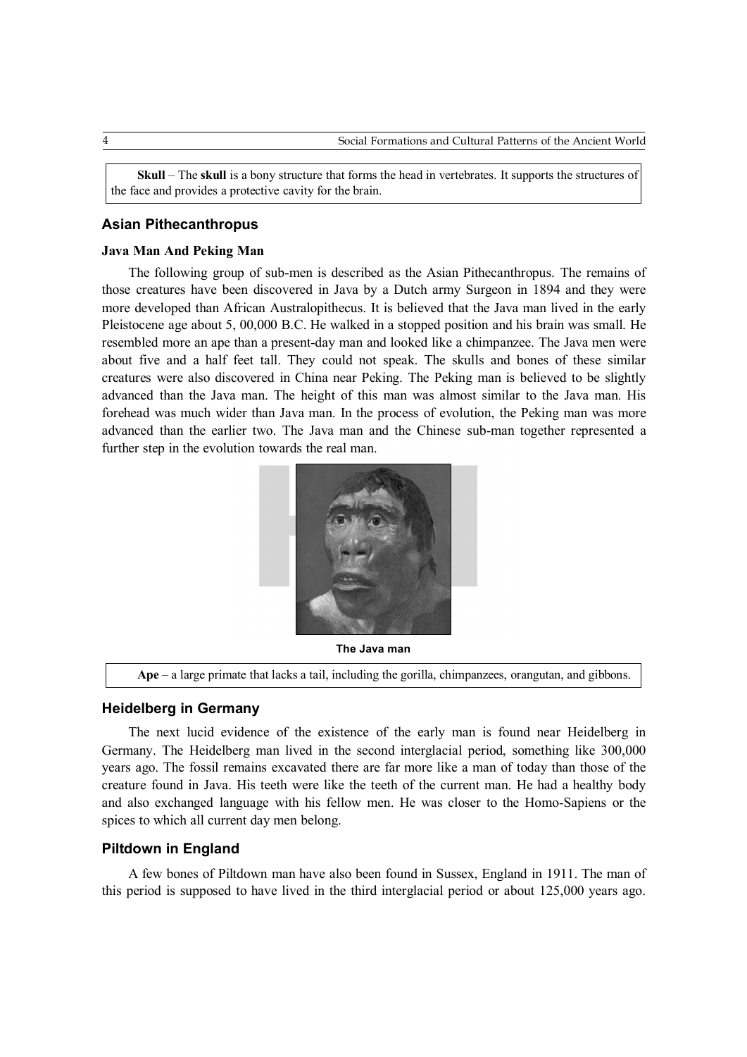> **Skull** – The **skull** is a bony structure that forms the head in vertebrates. It supports the structures of the face and provides a protective cavity for the brain.

### Asian Pithecanthropus

#### Java Man And Peking Man

The following group of sub-men is described as the Asian Pithecanthropus. The remains of those creatures have been discovered in Java by a Dutch army Surgeon in 1894 and they were more developed than African Australopithecus. It is believed that the Java man lived in the early Pleistocene age about 5, 00,000 B.C. He walked in a stopped position and his brain was small. He resembled more an ape than a present-day man and looked like a chimpanzee. The Java men were about five and a half feet tall. They could not speak. The skulls and bones of these similar creatures were also discovered in China near Peking. The Peking man is believed to be slightly advanced than the Java man. The height of this man was almost similar to the Java man. His forehead was much wider than Java man. In the process of evolution, the Peking man was more advanced than the earlier two. The Java man and the Chinese sub-man together represented a further step in the evolution towards the real man.

**The Java man**

> **Ape** – a large primate that lacks a tail, including the gorilla, chimpanzees, orangutan, and gibbons.

### Heidelberg in Germany

The next lucid evidence of the existence of the early man is found near Heidelberg in Germany. The Heidelberg man lived in the second interglacial period, something like 300,000 years ago. The fossil remains excavated there are far more like a man of today than those of the creature found in Java. His teeth were like the teeth of the current man. He had a healthy body and also exchanged language with his fellow men. He was closer to the Homo-Sapiens or the spices to which all current day men belong.

### Piltdown in England

A few bones of Piltdown man have also been found in Sussex, England in 1911. The man of this period is supposed to have lived in the third interglacial period or about 125,000 years ago.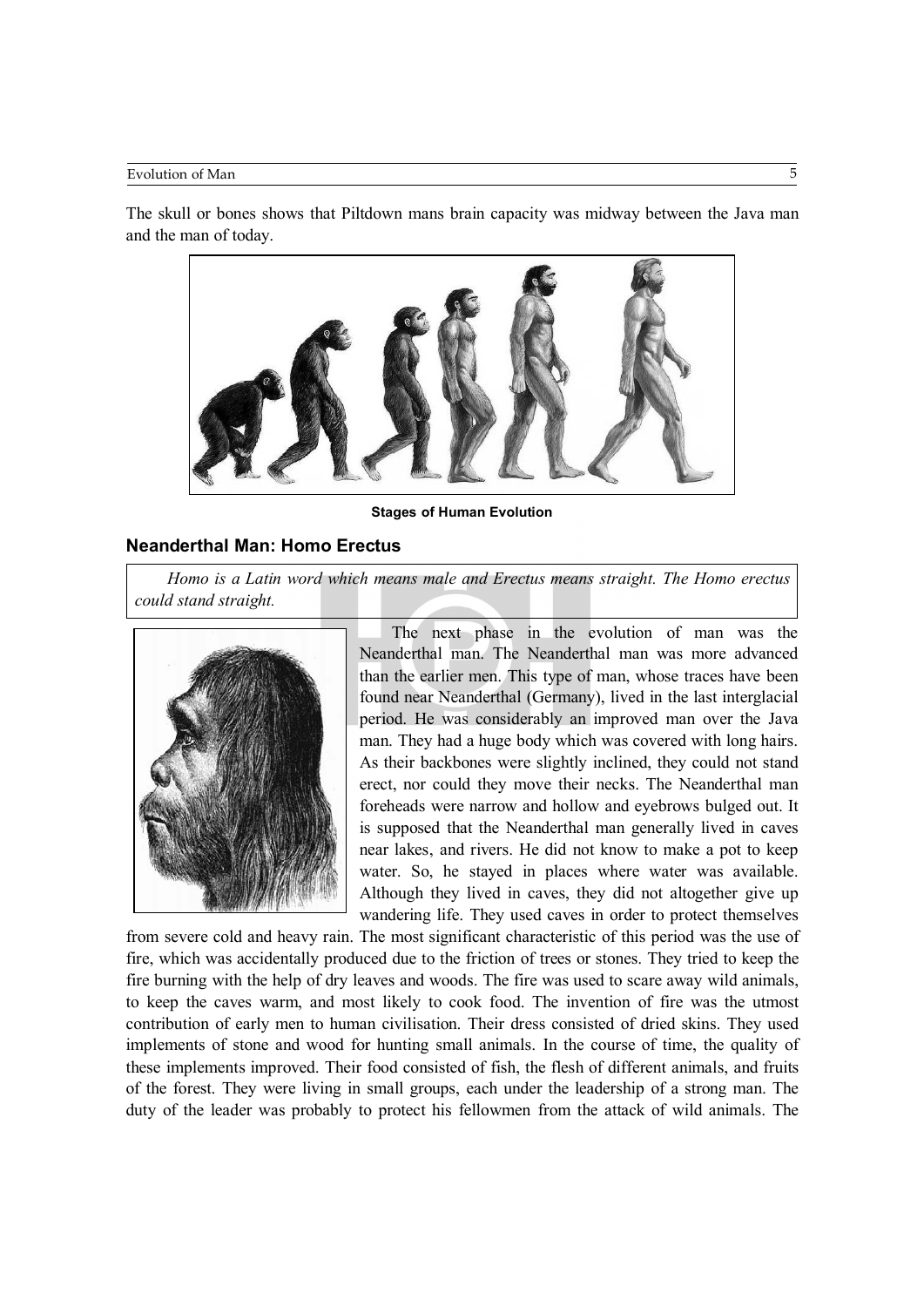The skull or bones shows that Piltdown mans brain capacity was midway between the Java man and the man of today.

Stages of Human Evolution

## Neanderthal Man: Homo Erectus

*Homo is a Latin word which means male and Erectus means straight. The Homo erectus could stand straight.*

The next phase in the evolution of man was the Neanderthal man. The Neanderthal man was more advanced than the earlier men. This type of man, whose traces have been found near Neanderthal (Germany), lived in the last interglacial period. He was considerably an improved man over the Java man. They had a huge body which was covered with long hairs. As their backbones were slightly inclined, they could not stand erect, nor could they move their necks. The Neanderthal man foreheads were narrow and hollow and eyebrows bulged out. It is supposed that the Neanderthal man generally lived in caves near lakes, and rivers. He did not know to make a pot to keep water. So, he stayed in places where water was available. Although they lived in caves, they did not altogether give up wandering life. They used caves in order to protect themselves from severe cold and heavy rain. The most significant characteristic of this period was the use of fire, which was accidentally produced due to the friction of trees or stones. They tried to keep the fire burning with the help of dry leaves and woods. The fire was used to scare away wild animals, to keep the caves warm, and most likely to cook food. The invention of fire was the utmost contribution of early men to human civilisation. Their dress consisted of dried skins. They used implements of stone and wood for hunting small animals. In the course of time, the quality of these implements improved. Their food consisted of fish, the flesh of different animals, and fruits of the forest. They were living in small groups, each under the leadership of a strong man. The duty of the leader was probably to protect his fellowmen from the attack of wild animals. The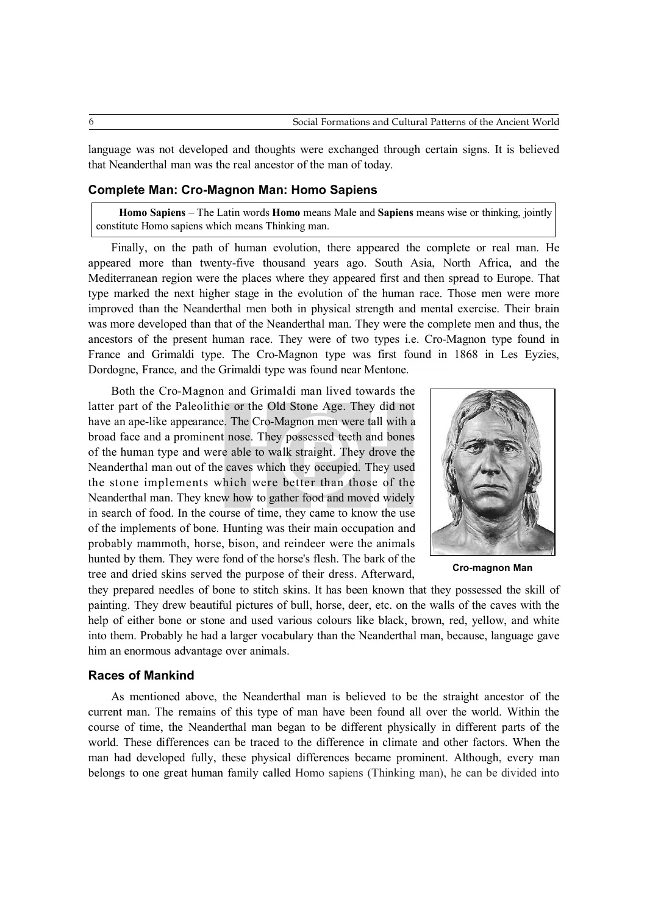language was not developed and thoughts were exchanged through certain signs. It is believed that Neanderthal man was the real ancestor of the man of today.

### Complete Man: Cro-Magnon Man: Homo Sapiens

> **Homo Sapiens** – The Latin words **Homo** means Male and **Sapiens** means wise or thinking, jointly constitute Homo sapiens which means Thinking man.

Finally, on the path of human evolution, there appeared the complete or real man. He appeared more than twenty-five thousand years ago. South Asia, North Africa, and the Mediterranean region were the places where they appeared first and then spread to Europe. That type marked the next higher stage in the evolution of the human race. Those men were more improved than the Neanderthal men both in physical strength and mental exercise. Their brain was more developed than that of the Neanderthal man. They were the complete men and thus, the ancestors of the present human race. They were of two types i.e. Cro-Magnon type found in France and Grimaldi type. The Cro-Magnon type was first found in 1868 in Les Eyzies, Dordogne, France, and the Grimaldi type was found near Mentone.

Both the Cro-Magnon and Grimaldi man lived towards the latter part of the Paleolithic or the Old Stone Age. They did not have an ape-like appearance. The Cro-Magnon men were tall with a broad face and a prominent nose. They possessed teeth and bones of the human type and were able to walk straight. They drove the Neanderthal man out of the caves which they occupied. They used the stone implements which were better than those of the Neanderthal man. They knew how to gather food and moved widely in search of food. In the course of time, they came to know the use of the implements of bone. Hunting was their main occupation and probably mammoth, horse, bison, and reindeer were the animals hunted by them. They were fond of the horse's flesh. The bark of the tree and dried skins served the purpose of their dress. Afterward, they prepared needles of bone to stitch skins. It has been known that they possessed the skill of painting. They drew beautiful pictures of bull, horse, deer, etc. on the walls of the caves with the help of either bone or stone and used various colours like black, brown, red, yellow, and white into them. Probably he had a larger vocabulary than the Neanderthal man, because, language gave him an enormous advantage over animals.

Cro-magnon Man

### Races of Mankind

As mentioned above, the Neanderthal man is believed to be the straight ancestor of the current man. The remains of this type of man have been found all over the world. Within the course of time, the Neanderthal man began to be different physically in different parts of the world. These differences can be traced to the difference in climate and other factors. When the man had developed fully, these physical differences became prominent. Although, every man belongs to one great human family called Homo sapiens (Thinking man), he can be divided into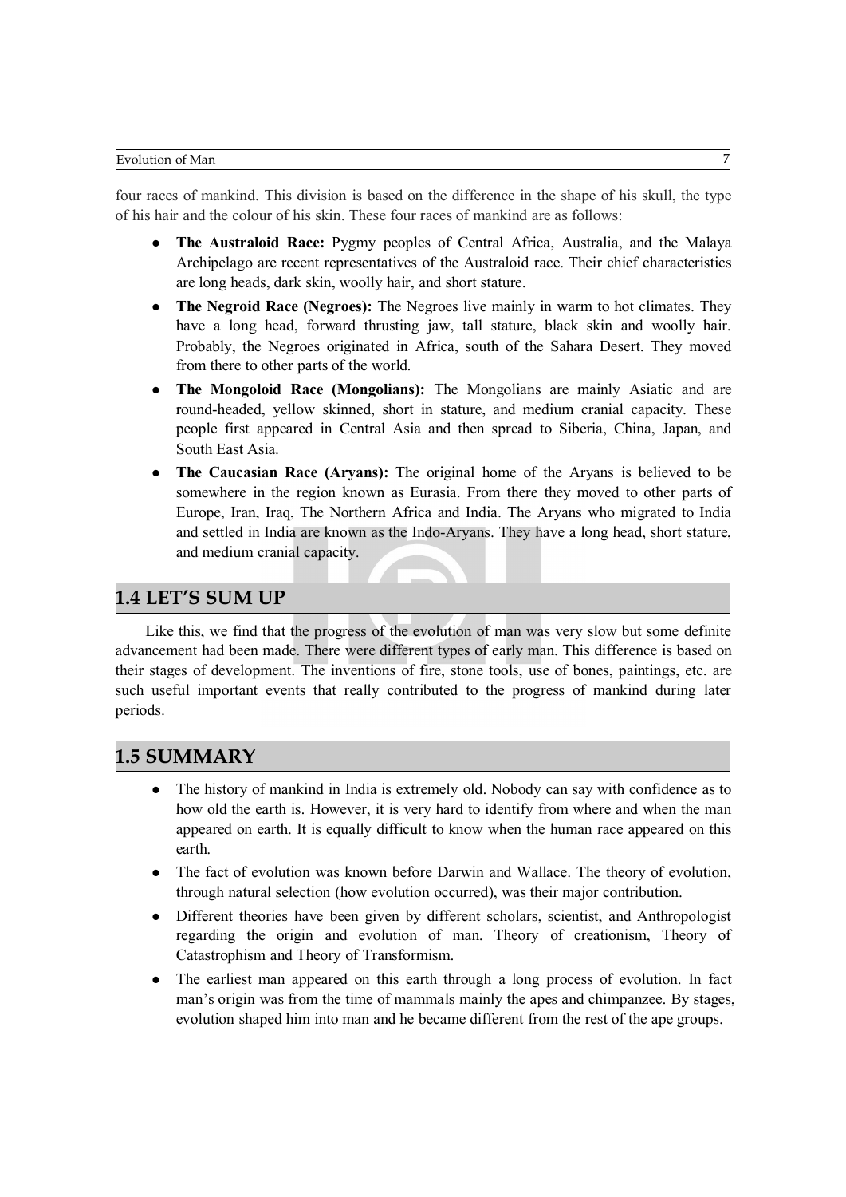four races of mankind. This division is based on the difference in the shape of his skull, the type of his hair and the colour of his skin. These four races of mankind are as follows:

- **The Australoid Race:** Pygmy peoples of Central Africa, Australia, and the Malaya Archipelago are recent representatives of the Australoid race. Their chief characteristics are long heads, dark skin, woolly hair, and short stature.
- **The Negroid Race (Negroes):** The Negroes live mainly in warm to hot climates. They have a long head, forward thrusting jaw, tall stature, black skin and woolly hair. Probably, the Negroes originated in Africa, south of the Sahara Desert. They moved from there to other parts of the world.
- **The Mongoloid Race (Mongolians):** The Mongolians are mainly Asiatic and are round-headed, yellow skinned, short in stature, and medium cranial capacity. These people first appeared in Central Asia and then spread to Siberia, China, Japan, and South East Asia.
- **The Caucasian Race (Aryans):** The original home of the Aryans is believed to be somewhere in the region known as Eurasia. From there they moved to other parts of Europe, Iran, Iraq, The Northern Africa and India. The Aryans who migrated to India and settled in India are known as the Indo-Aryans. They have a long head, short stature, and medium cranial capacity.

## 1.4 LET'S SUM UP

Like this, we find that the progress of the evolution of man was very slow but some definite advancement had been made. There were different types of early man. This difference is based on their stages of development. The inventions of fire, stone tools, use of bones, paintings, etc. are such useful important events that really contributed to the progress of mankind during later periods.

## 1.5 SUMMARY

- The history of mankind in India is extremely old. Nobody can say with confidence as to how old the earth is. However, it is very hard to identify from where and when the man appeared on earth. It is equally difficult to know when the human race appeared on this earth.
- The fact of evolution was known before Darwin and Wallace. The theory of evolution, through natural selection (how evolution occurred), was their major contribution.
- Different theories have been given by different scholars, scientist, and Anthropologist regarding the origin and evolution of man. Theory of creationism, Theory of Catastrophism and Theory of Transformism.
- The earliest man appeared on this earth through a long process of evolution. In fact man's origin was from the time of mammals mainly the apes and chimpanzee. By stages, evolution shaped him into man and he became different from the rest of the ape groups.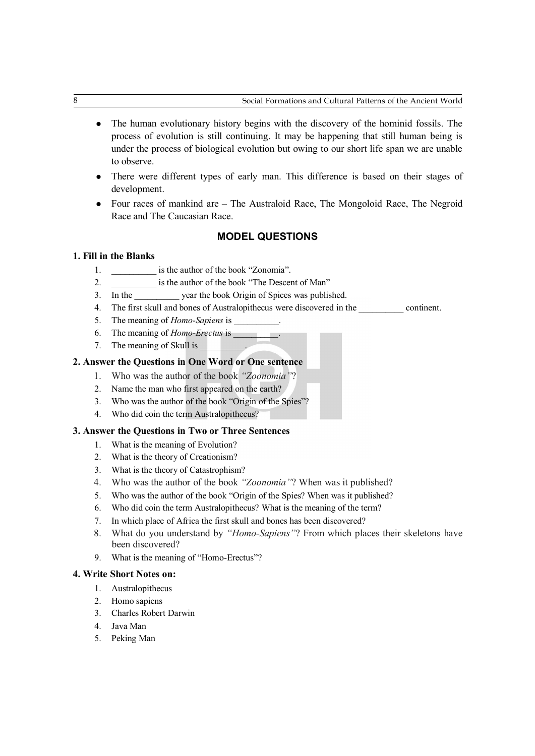- The human evolutionary history begins with the discovery of the hominid fossils. The process of evolution is still continuing. It may be happening that still human being is under the process of biological evolution but owing to our short life span we are unable to observe.
- There were different types of early man. This difference is based on their stages of development.
- Four races of mankind are – The Australoid Race, The Mongoloid Race, The Negroid Race and The Caucasian Race.

## MODEL QUESTIONS

### 1. Fill in the Blanks

1. __________ is the author of the book "Zonomia".
2. __________ is the author of the book "The Descent of Man"
3. In the __________ year the book Origin of Spices was published.
4. The first skull and bones of Australopithecus were discovered in the __________ continent.
5. The meaning of *Homo-Sapiens* is __________.
6. The meaning of *Homo-Erectus* is __________.
7. The meaning of Skull is __________.

### 2. Answer the Questions in One Word or One sentence

1. Who was the author of the book *"Zoonomia"*?
2. Name the man who first appeared on the earth?
3. Who was the author of the book "Origin of the Spies"?
4. Who did coin the term Australopithecus?

### 3. Answer the Questions in Two or Three Sentences

1. What is the meaning of Evolution?
2. What is the theory of Creationism?
3. What is the theory of Catastrophism?
4. Who was the author of the book *"Zoonomia"*? When was it published?
5. Who was the author of the book "Origin of the Spies? When was it published?
6. Who did coin the term Australopithecus? What is the meaning of the term?
7. In which place of Africa the first skull and bones has been discovered?
8. What do you understand by *"Homo-Sapiens"*? From which places their skeletons have been discovered?
9. What is the meaning of "Homo-Erectus"?

### 4. Write Short Notes on:

1. Australopithecus
2. Homo sapiens
3. Charles Robert Darwin
4. Java Man
5. Peking Man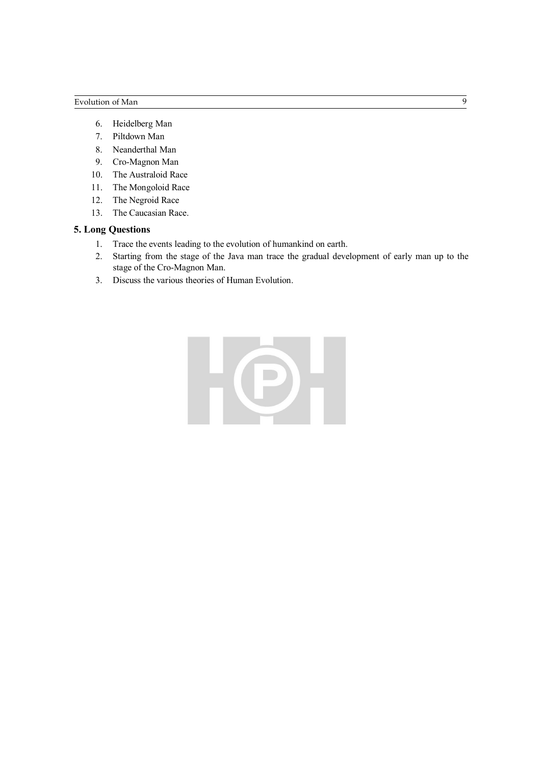6. Heidelberg Man
7. Piltdown Man
8. Neanderthal Man
9. Cro-Magnon Man
10. The Australoid Race
11. The Mongoloid Race
12. The Negroid Race
13. The Caucasian Race.

### 5. Long Questions

1. Trace the events leading to the evolution of humankind on earth.
2. Starting from the stage of the Java man trace the gradual development of early man up to the stage of the Cro-Magnon Man.
3. Discuss the various theories of Human Evolution.